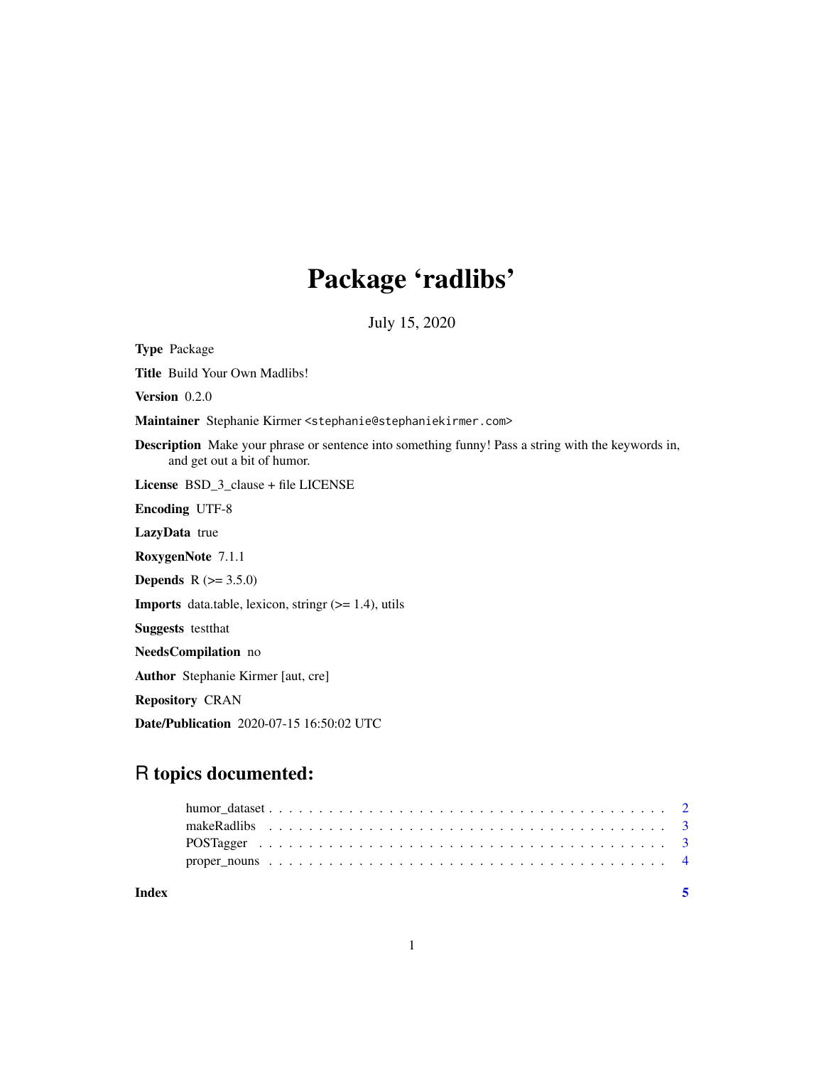# Package 'radlibs'

July 15, 2020

**Type** Package

**Title** Build Your Own Madlibs!

**Version** 0.2.0

**Maintainer** Stephanie Kirmer <stephanie@stephaniekirmer.com>

**Description** Make your phrase or sentence into something funny! Pass a string with the keywords in, and get out a bit of humor.

**License** BSD_3_clause + file LICENSE

**Encoding** UTF-8

**LazyData** true

**RoxygenNote** 7.1.1

**Depends** R (>= 3.5.0)

**Imports** data.table, lexicon, stringr (>= 1.4), utils

**Suggests** testthat

**NeedsCompilation** no

**Author** Stephanie Kirmer [aut, cre]

**Repository** CRAN

**Date/Publication** 2020-07-15 16:50:02 UTC

## R topics documented:

- humor_dataset . . . . . . . . . . . . . . . . . . . . . . . . . . . . . . . . . . . . . . . 2
- makeRadlibs . . . . . . . . . . . . . . . . . . . . . . . . . . . . . . . . . . . . . . . 3
- POSTagger . . . . . . . . . . . . . . . . . . . . . . . . . . . . . . . . . . . . . . . 3
- proper_nouns . . . . . . . . . . . . . . . . . . . . . . . . . . . . . . . . . . . . . . . 4

**Index** 5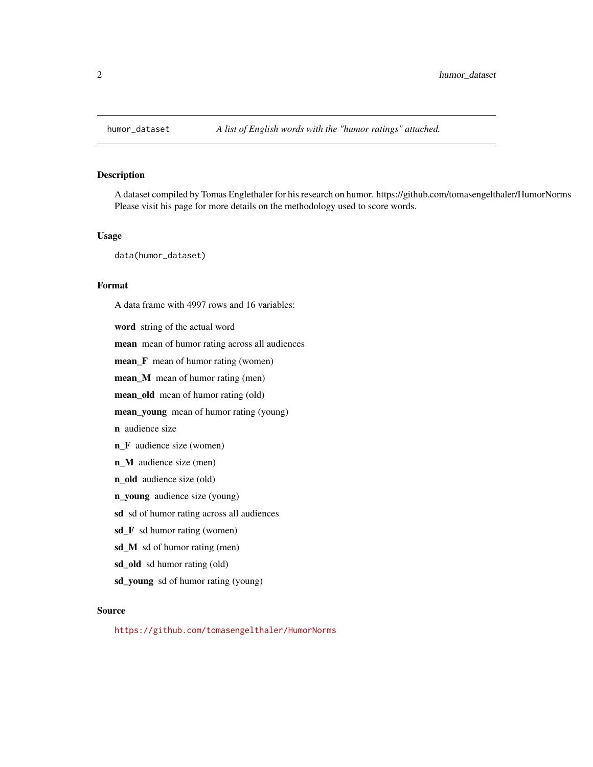## humor_dataset — *A list of English words with the "humor ratings" attached.*

### Description

A dataset compiled by Tomas Englethaler for his research on humor. https://github.com/tomasengelthaler/HumorNorms Please visit his page for more details on the methodology used to score words.

### Usage

```
data(humor_dataset)
```

### Format

A data frame with 4997 rows and 16 variables:

**word** string of the actual word

**mean** mean of humor rating across all audiences

**mean_F** mean of humor rating (women)

**mean_M** mean of humor rating (men)

**mean_old** mean of humor rating (old)

**mean_young** mean of humor rating (young)

**n** audience size

**n_F** audience size (women)

**n_M** audience size (men)

**n_old** audience size (old)

**n_young** audience size (young)

**sd** sd of humor rating across all audiences

**sd_F** sd humor rating (women)

**sd_M** sd of humor rating (men)

**sd_old** sd humor rating (old)

**sd_young** sd of humor rating (young)

### Source

https://github.com/tomasengelthaler/HumorNorms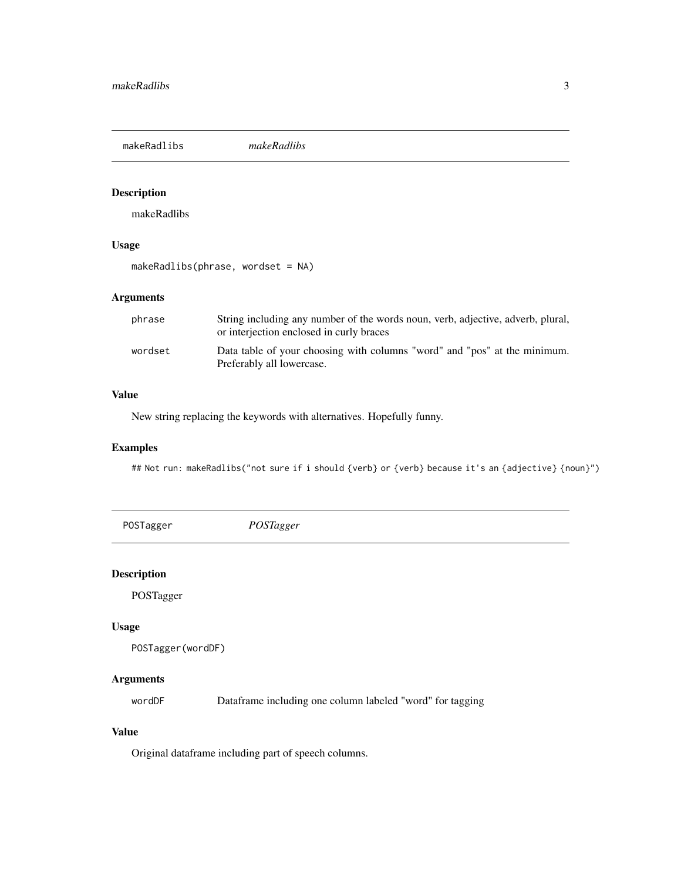## makeRadlibs *makeRadlibs*

### Description

makeRadlibs

### Usage

```
makeRadlibs(phrase, wordset = NA)
```

### Arguments

| | |
|---|---|
| phrase | String including any number of the words noun, verb, adjective, adverb, plural, or interjection enclosed in curly braces |
| wordset | Data table of your choosing with columns "word" and "pos" at the minimum. Preferably all lowercase. |

### Value

New string replacing the keywords with alternatives. Hopefully funny.

### Examples

```
## Not run: makeRadlibs("not sure if i should {verb} or {verb} because it's an {adjective} {noun}")
```

## POSTagger *POSTagger*

### Description

POSTagger

### Usage

```
POSTagger(wordDF)
```

### Arguments

| | |
|---|---|
| wordDF | Dataframe including one column labeled "word" for tagging |

### Value

Original dataframe including part of speech columns.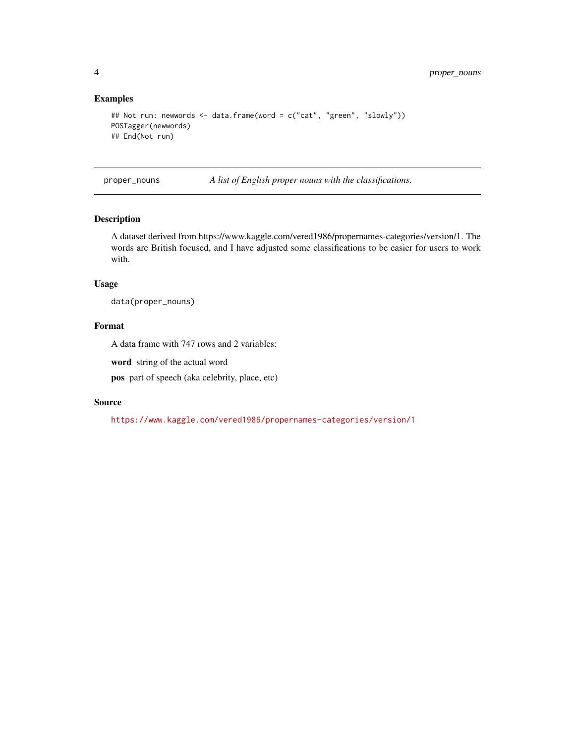### Examples

```
## Not run: newwords <- data.frame(word = c("cat", "green", "slowly"))
POSTagger(newwords)
## End(Not run)
```

---

## proper_nouns — *A list of English proper nouns with the classifications.*

---

### Description

A dataset derived from https://www.kaggle.com/vered1986/propernames-categories/version/1. The words are British focused, and I have adjusted some classifications to be easier for users to work with.

### Usage

```
data(proper_nouns)
```

### Format

A data frame with 747 rows and 2 variables:

**word** string of the actual word

**pos** part of speech (aka celebrity, place, etc)

### Source

https://www.kaggle.com/vered1986/propernames-categories/version/1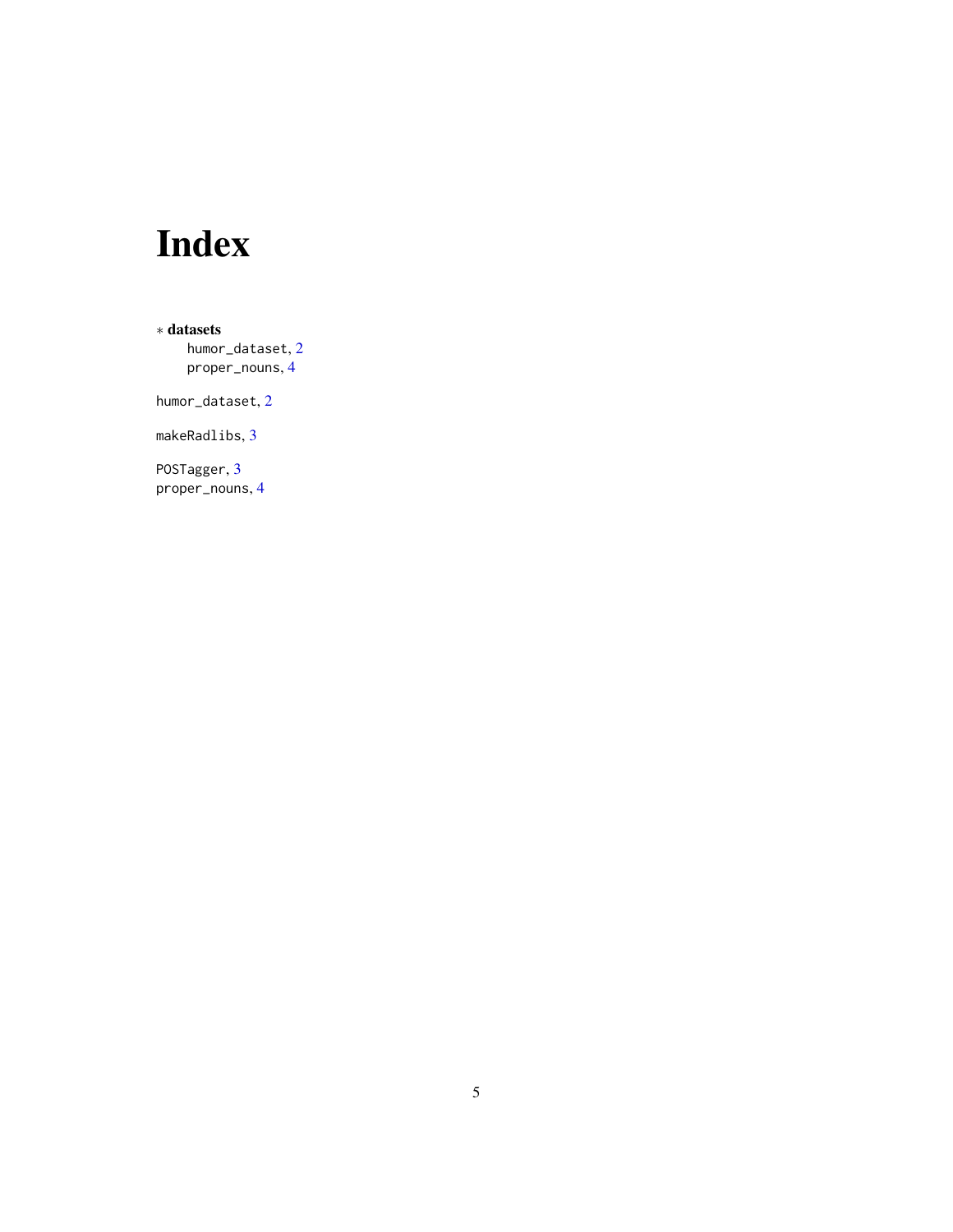# Index

∗ **datasets**
    humor_dataset, 2
    proper_nouns, 4

humor_dataset, 2

makeRadlibs, 3

POSTagger, 3
proper_nouns, 4